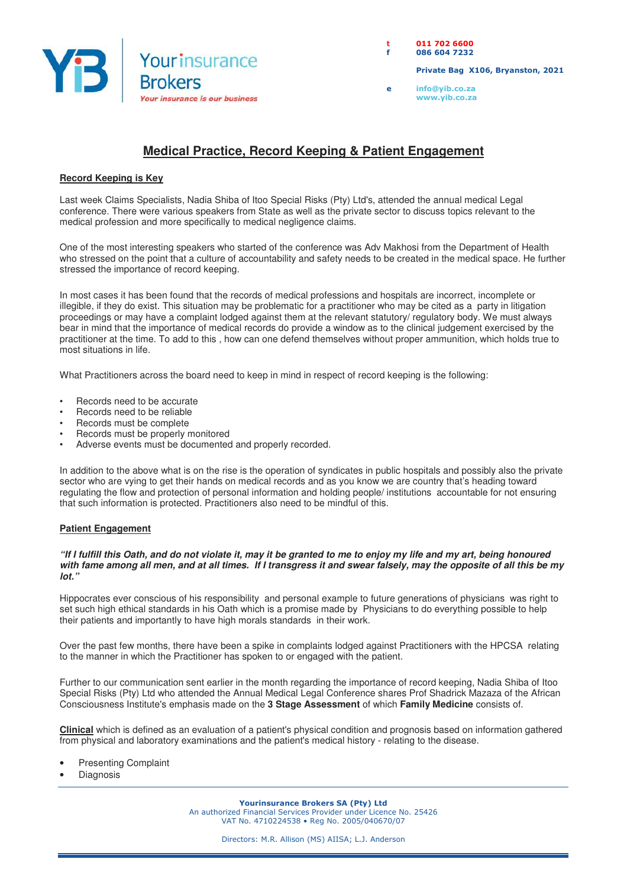Yourinsurance Brokers
*Your insurance is our business*

t 011 702 6600
f 086 604 7232

Private Bag X106, Bryanston, 2021

e info@yib.co.za
www.yib.co.za

# Medical Practice, Record Keeping & Patient Engagement

## Record Keeping is Key

Last week Claims Specialists, Nadia Shiba of Itoo Special Risks (Pty) Ltd's, attended the annual medical Legal conference. There were various speakers from State as well as the private sector to discuss topics relevant to the medical profession and more specifically to medical negligence claims.

One of the most interesting speakers who started of the conference was Adv Makhosi from the Department of Health who stressed on the point that a culture of accountability and safety needs to be created in the medical space. He further stressed the importance of record keeping.

In most cases it has been found that the records of medical professions and hospitals are incorrect, incomplete or illegible, if they do exist. This situation may be problematic for a practitioner who may be cited as a party in litigation proceedings or may have a complaint lodged against them at the relevant statutory/ regulatory body. We must always bear in mind that the importance of medical records do provide a window as to the clinical judgement exercised by the practitioner at the time. To add to this , how can one defend themselves without proper ammunition, which holds true to most situations in life.

What Practitioners across the board need to keep in mind in respect of record keeping is the following:

- Records need to be accurate
- Records need to be reliable
- Records must be complete
- Records must be properly monitored
- Adverse events must be documented and properly recorded.

In addition to the above what is on the rise is the operation of syndicates in public hospitals and possibly also the private sector who are vying to get their hands on medical records and as you know we are country that's heading toward regulating the flow and protection of personal information and holding people/ institutions accountable for not ensuring that such information is protected. Practitioners also need to be mindful of this.

## Patient Engagement

***"If I fulfill this Oath, and do not violate it, may it be granted to me to enjoy my life and my art, being honoured with fame among all men, and at all times. If I transgress it and swear falsely, may the opposite of all this be my lot."***

Hippocrates ever conscious of his responsibility and personal example to future generations of physicians was right to set such high ethical standards in his Oath which is a promise made by Physicians to do everything possible to help their patients and importantly to have high morals standards in their work.

Over the past few months, there have been a spike in complaints lodged against Practitioners with the HPCSA relating to the manner in which the Practitioner has spoken to or engaged with the patient.

Further to our communication sent earlier in the month regarding the importance of record keeping, Nadia Shiba of Itoo Special Risks (Pty) Ltd who attended the Annual Medical Legal Conference shares Prof Shadrick Mazaza of the African Consciousness Institute's emphasis made on the **3 Stage Assessment** of which **Family Medicine** consists of.

**Clinical** which is defined as an evaluation of a patient's physical condition and prognosis based on information gathered from physical and laboratory examinations and the patient's medical history - relating to the disease.

- Presenting Complaint
- Diagnosis

Yourinsurance Brokers SA (Pty) Ltd
An authorized Financial Services Provider under Licence No. 25426
VAT No. 4710224538 • Reg No. 2005/040670/07

Directors: M.R. Allison (MS) AIISA; L.J. Anderson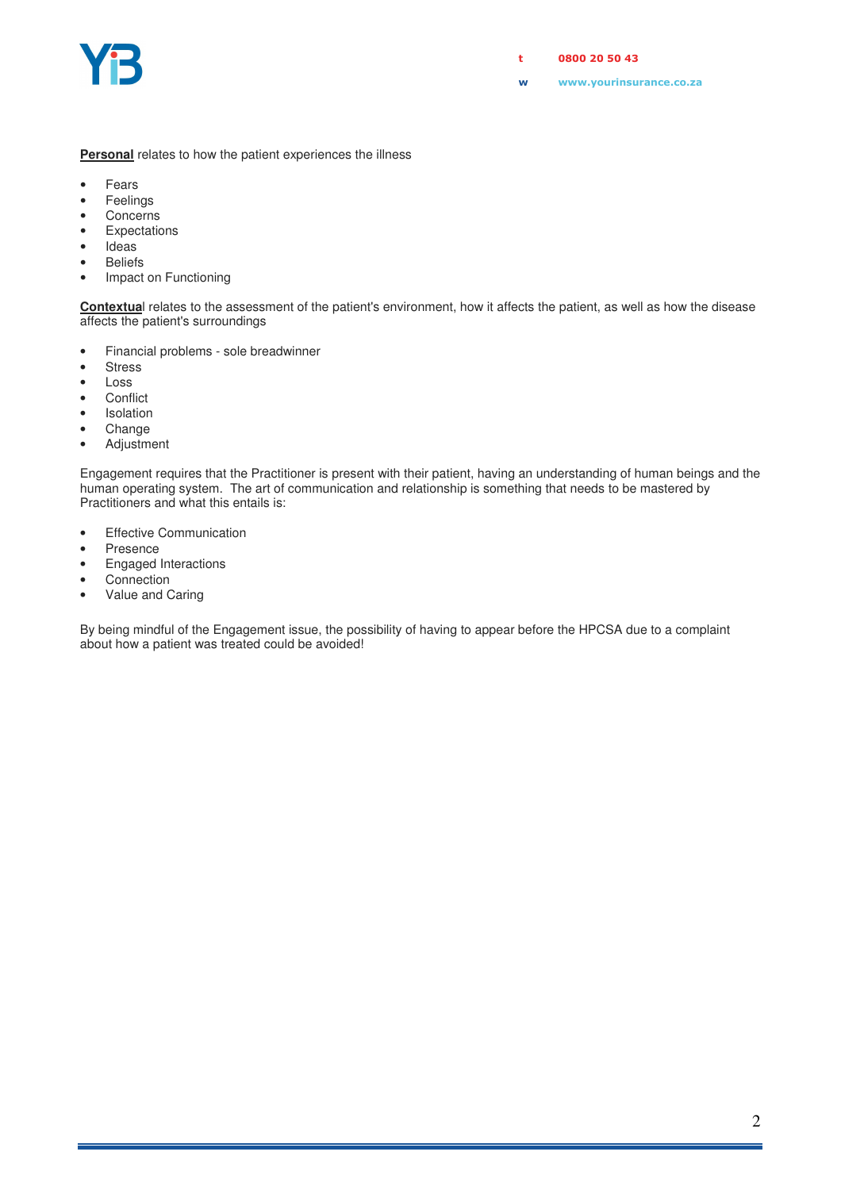**Personal** relates to how the patient experiences the illness

- Fears
- Feelings
- Concerns
- Expectations
- Ideas
- Beliefs
- Impact on Functioning

**Contextual** relates to the assessment of the patient's environment, how it affects the patient, as well as how the disease affects the patient's surroundings

- Financial problems - sole breadwinner
- Stress
- Loss
- Conflict
- Isolation
- Change
- Adjustment

Engagement requires that the Practitioner is present with their patient, having an understanding of human beings and the human operating system. The art of communication and relationship is something that needs to be mastered by Practitioners and what this entails is:

- Effective Communication
- Presence
- Engaged Interactions
- Connection
- Value and Caring

By being mindful of the Engagement issue, the possibility of having to appear before the HPCSA due to a complaint about how a patient was treated could be avoided!